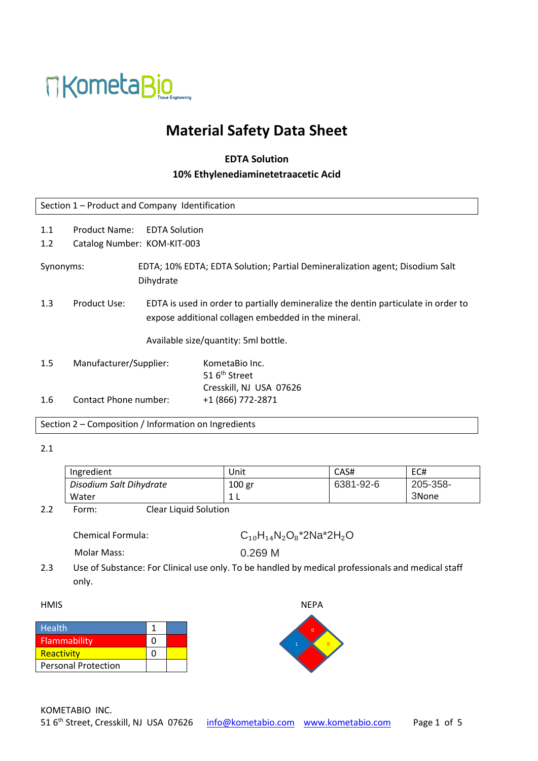# Material Safety Data Sheet

**EDTA Solution**

**10% Ethylenediaminetetraacetic Acid**

## Section 1 – Product and Company Identification

1.1 Product Name: EDTA Solution

1.2 Catalog Number: KOM-KIT-003

Synonyms: EDTA; 10% EDTA; EDTA Solution; Partial Demineralization agent; Disodium Salt Dihydrate

1.3 Product Use: EDTA is used in order to partially demineralize the dentin particulate in order to expose additional collagen embedded in the mineral.

Available size/quantity: 5ml bottle.

1.5 Manufacturer/Supplier: KometaBio Inc.
51 6th Street
Cresskill, NJ USA 07626

1.6 Contact Phone number: +1 (866) 772-2871

## Section 2 – Composition / Information on Ingredients

2.1

| Ingredient | Unit | CAS# | EC# |
|---|---|---|---|
| *Disodium Salt Dihydrate* | 100 gr | 6381-92-6 | 205-358-3None |
| Water | 1 L | | |

2.2 Form: Clear Liquid Solution

Chemical Formula: $C_{10}H_{14}N_2O_8$*2Na*$2H_2O$

Molar Mass: 0.269 M

2.3 Use of Substance: For Clinical use only. To be handled by medical professionals and medical staff only.

HMIS

| Health | 1 | |
|---|---|---|
| Flammability | 0 | |
| Reactivity | 0 | |
| Personal Protection | | |

NEPA

Health: 1, Flammability: 0, Reactivity: 0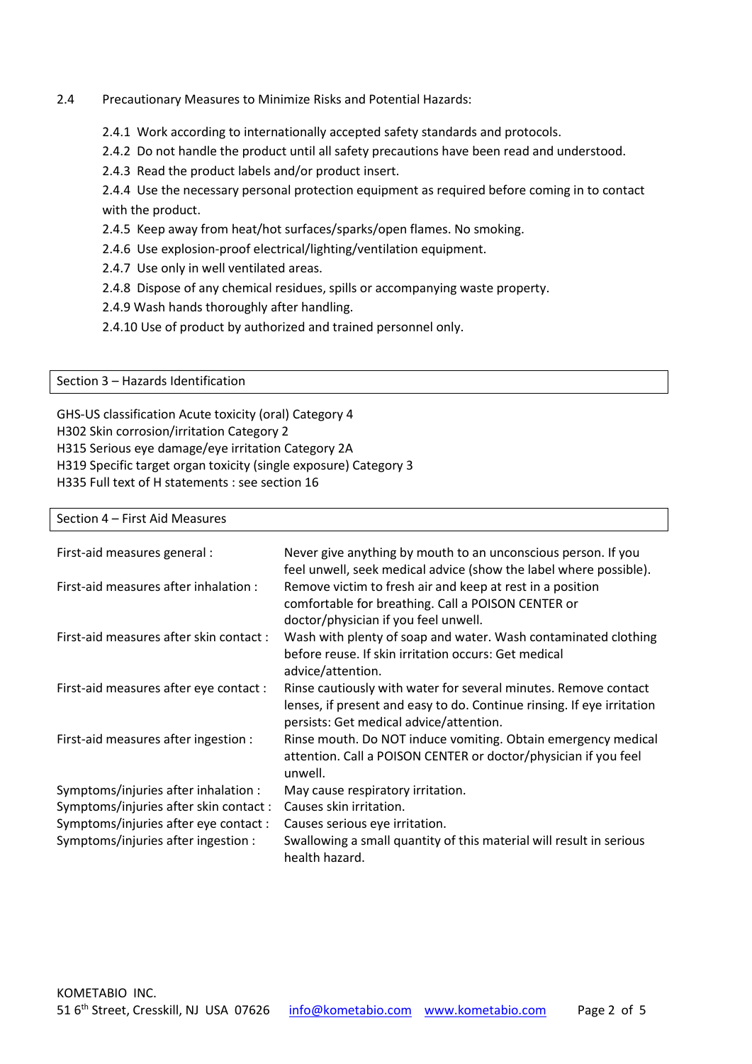2.4 Precautionary Measures to Minimize Risks and Potential Hazards:

2.4.1 Work according to internationally accepted safety standards and protocols.
2.4.2 Do not handle the product until all safety precautions have been read and understood.
2.4.3 Read the product labels and/or product insert.
2.4.4 Use the necessary personal protection equipment as required before coming in to contact with the product.
2.4.5 Keep away from heat/hot surfaces/sparks/open flames. No smoking.
2.4.6 Use explosion-proof electrical/lighting/ventilation equipment.
2.4.7 Use only in well ventilated areas.
2.4.8 Dispose of any chemical residues, spills or accompanying waste property.
2.4.9 Wash hands thoroughly after handling.
2.4.10 Use of product by authorized and trained personnel only.

## Section 3 – Hazards Identification

GHS-US classification Acute toxicity (oral) Category 4
H302 Skin corrosion/irritation Category 2
H315 Serious eye damage/eye irritation Category 2A
H319 Specific target organ toxicity (single exposure) Category 3
H335 Full text of H statements : see section 16

## Section 4 – First Aid Measures

| | |
|---|---|
| First-aid measures general : | Never give anything by mouth to an unconscious person. If you feel unwell, seek medical advice (show the label where possible). |
| First-aid measures after inhalation : | Remove victim to fresh air and keep at rest in a position comfortable for breathing. Call a POISON CENTER or doctor/physician if you feel unwell. |
| First-aid measures after skin contact : | Wash with plenty of soap and water. Wash contaminated clothing before reuse. If skin irritation occurs: Get medical advice/attention. |
| First-aid measures after eye contact : | Rinse cautiously with water for several minutes. Remove contact lenses, if present and easy to do. Continue rinsing. If eye irritation persists: Get medical advice/attention. |
| First-aid measures after ingestion : | Rinse mouth. Do NOT induce vomiting. Obtain emergency medical attention. Call a POISON CENTER or doctor/physician if you feel unwell. |
| Symptoms/injuries after inhalation : | May cause respiratory irritation. |
| Symptoms/injuries after skin contact : | Causes skin irritation. |
| Symptoms/injuries after eye contact : | Causes serious eye irritation. |
| Symptoms/injuries after ingestion : | Swallowing a small quantity of this material will result in serious health hazard. |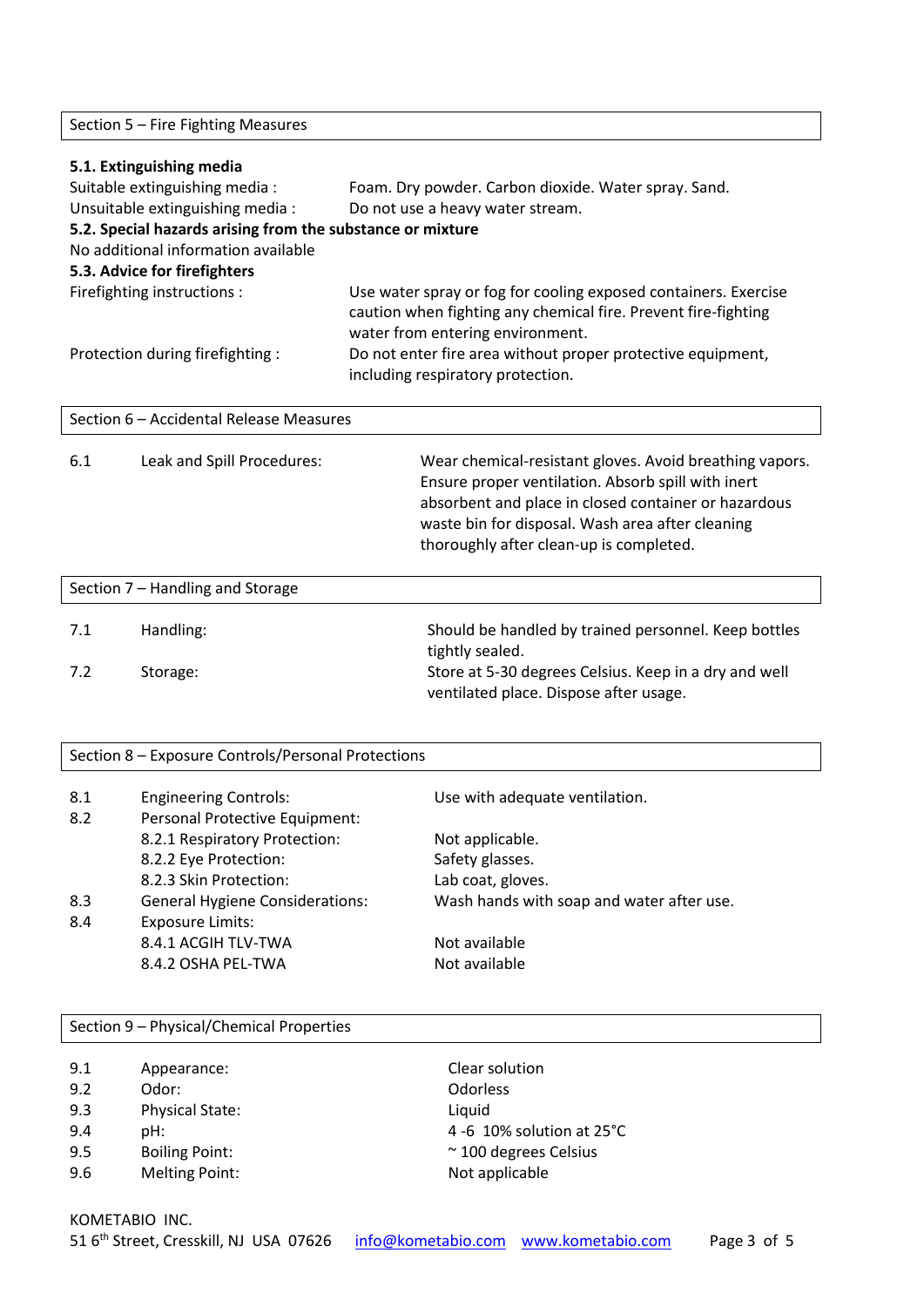## Section 5 – Fire Fighting Measures

**5.1. Extinguishing media**

| | |
|---|---|
| Suitable extinguishing media : | Foam. Dry powder. Carbon dioxide. Water spray. Sand. |
| Unsuitable extinguishing media : | Do not use a heavy water stream. |

**5.2. Special hazards arising from the substance or mixture**

No additional information available

**5.3. Advice for firefighters**

| | |
|---|---|
| Firefighting instructions : | Use water spray or fog for cooling exposed containers. Exercise caution when fighting any chemical fire. Prevent fire-fighting water from entering environment. |
| Protection during firefighting : | Do not enter fire area without proper protective equipment, including respiratory protection. |

## Section 6 – Accidental Release Measures

| | | |
|---|---|---|
| 6.1 | Leak and Spill Procedures: | Wear chemical-resistant gloves. Avoid breathing vapors. Ensure proper ventilation. Absorb spill with inert absorbent and place in closed container or hazardous waste bin for disposal. Wash area after cleaning thoroughly after clean-up is completed. |

## Section 7 – Handling and Storage

| | | |
|---|---|---|
| 7.1 | Handling: | Should be handled by trained personnel. Keep bottles tightly sealed. |
| 7.2 | Storage: | Store at 5-30 degrees Celsius. Keep in a dry and well ventilated place. Dispose after usage. |

## Section 8 – Exposure Controls/Personal Protections

| | | |
|---|---|---|
| 8.1 | Engineering Controls: | Use with adequate ventilation. |
| 8.2 | Personal Protective Equipment: | |
| | 8.2.1 Respiratory Protection: | Not applicable. |
| | 8.2.2 Eye Protection: | Safety glasses. |
| | 8.2.3 Skin Protection: | Lab coat, gloves. |
| 8.3 | General Hygiene Considerations: | Wash hands with soap and water after use. |
| 8.4 | Exposure Limits: | |
| | 8.4.1 ACGIH TLV-TWA | Not available |
| | 8.4.2 OSHA PEL-TWA | Not available |

## Section 9 – Physical/Chemical Properties

| | | |
|---|---|---|
| 9.1 | Appearance: | Clear solution |
| 9.2 | Odor: | Odorless |
| 9.3 | Physical State: | Liquid |
| 9.4 | pH: | 4 -6 10% solution at 25°C |
| 9.5 | Boiling Point: | ~ 100 degrees Celsius |
| 9.6 | Melting Point: | Not applicable |

KOMETABIO INC.
51 6th Street, Cresskill, NJ USA 07626 info@kometabio.com www.kometabio.com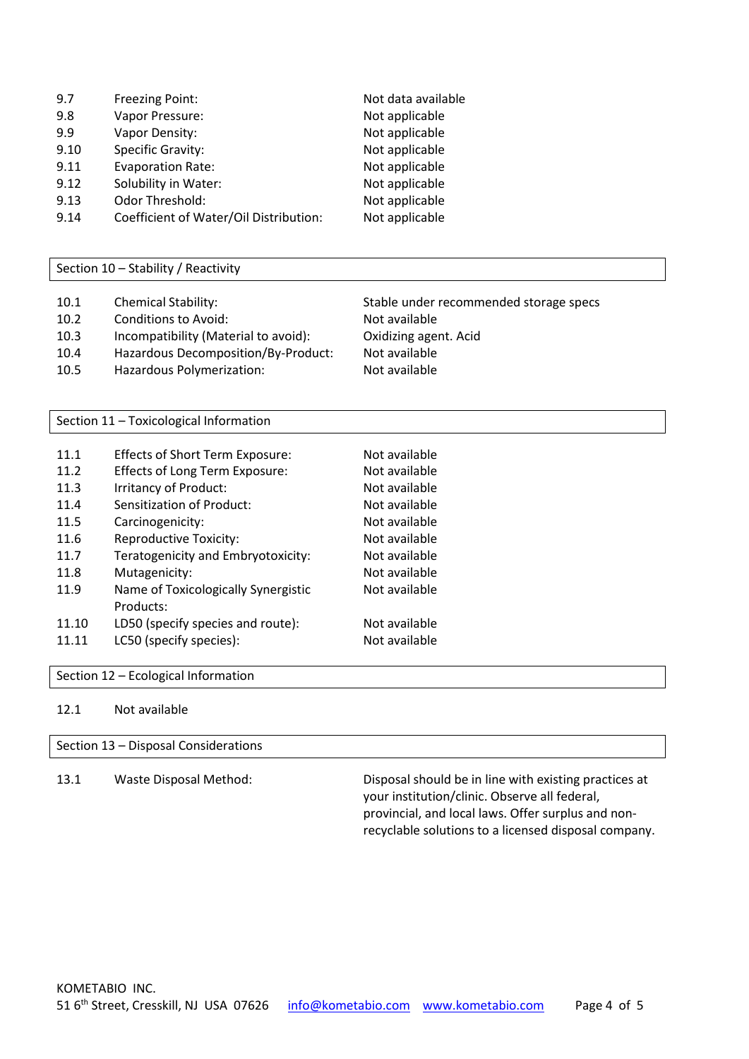| | | |
|---|---|---|
| 9.7 | Freezing Point: | Not data available |
| 9.8 | Vapor Pressure: | Not applicable |
| 9.9 | Vapor Density: | Not applicable |
| 9.10 | Specific Gravity: | Not applicable |
| 9.11 | Evaporation Rate: | Not applicable |
| 9.12 | Solubility in Water: | Not applicable |
| 9.13 | Odor Threshold: | Not applicable |
| 9.14 | Coefficient of Water/Oil Distribution: | Not applicable |

## Section 10 – Stability / Reactivity

| | | |
|---|---|---|
| 10.1 | Chemical Stability: | Stable under recommended storage specs |
| 10.2 | Conditions to Avoid: | Not available |
| 10.3 | Incompatibility (Material to avoid): | Oxidizing agent. Acid |
| 10.4 | Hazardous Decomposition/By-Product: | Not available |
| 10.5 | Hazardous Polymerization: | Not available |

## Section 11 – Toxicological Information

| | | |
|---|---|---|
| 11.1 | Effects of Short Term Exposure: | Not available |
| 11.2 | Effects of Long Term Exposure: | Not available |
| 11.3 | Irritancy of Product: | Not available |
| 11.4 | Sensitization of Product: | Not available |
| 11.5 | Carcinogenicity: | Not available |
| 11.6 | Reproductive Toxicity: | Not available |
| 11.7 | Teratogenicity and Embryotoxicity: | Not available |
| 11.8 | Mutagenicity: | Not available |
| 11.9 | Name of Toxicologically Synergistic Products: | Not available |
| 11.10 | LD50 (specify species and route): | Not available |
| 11.11 | LC50 (specify species): | Not available |

## Section 12 – Ecological Information

12.1 Not available

## Section 13 – Disposal Considerations

| | | |
|---|---|---|
| 13.1 | Waste Disposal Method: | Disposal should be in line with existing practices at your institution/clinic. Observe all federal, provincial, and local laws. Offer surplus and non-recyclable solutions to a licensed disposal company. |

KOMETABIO INC.
51 6th Street, Cresskill, NJ USA 07626 info@kometabio.com www.kometabio.com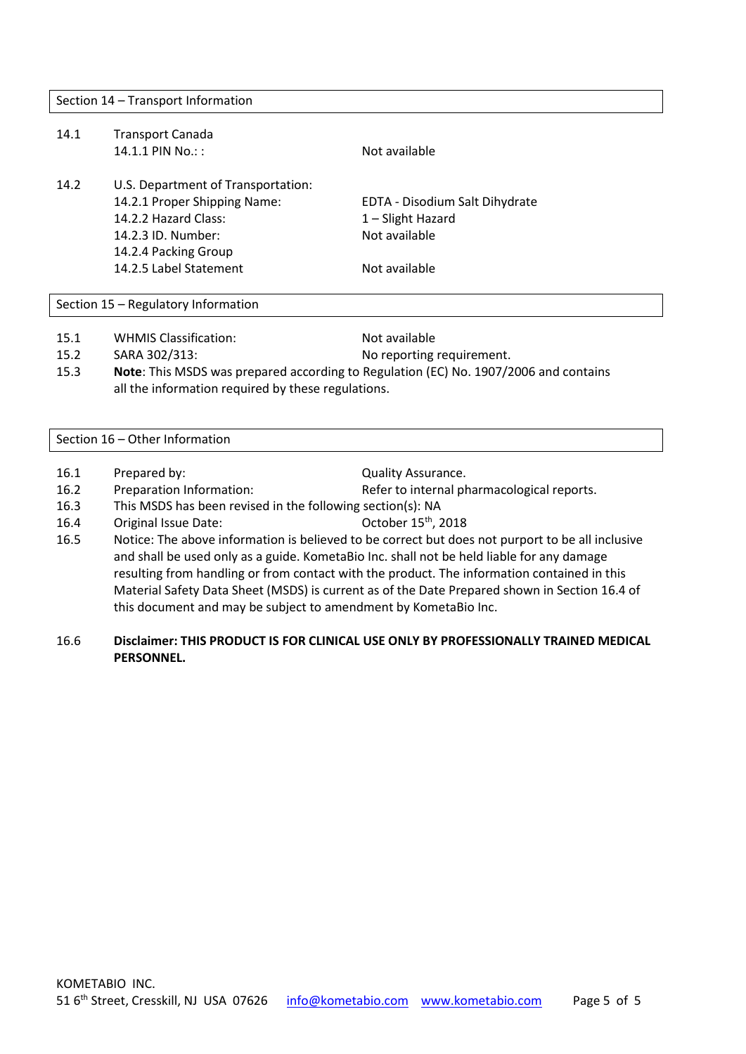## Section 14 – Transport Information

| | | |
|---|---|---|
| 14.1 | Transport Canada | |
| | 14.1.1 PIN No.: : | Not available |
| 14.2 | U.S. Department of Transportation: | |
| | 14.2.1 Proper Shipping Name: | EDTA - Disodium Salt Dihydrate |
| | 14.2.2 Hazard Class: | 1 – Slight Hazard |
| | 14.2.3 ID. Number: | Not available |
| | 14.2.4 Packing Group | |
| | 14.2.5 Label Statement | Not available |

## Section 15 – Regulatory Information

| | | |
|---|---|---|
| 15.1 | WHMIS Classification: | Not available |
| 15.2 | SARA 302/313: | No reporting requirement. |

15.3 **Note**: This MSDS was prepared according to Regulation (EC) No. 1907/2006 and contains all the information required by these regulations.

## Section 16 – Other Information

| | | |
|---|---|---|
| 16.1 | Prepared by: | Quality Assurance. |
| 16.2 | Preparation Information: | Refer to internal pharmacological reports. |
| 16.3 | This MSDS has been revised in the following section(s): NA | |
| 16.4 | Original Issue Date: | October 15th, 2018 |

16.5 Notice: The above information is believed to be correct but does not purport to be all inclusive and shall be used only as a guide. KometaBio Inc. shall not be held liable for any damage resulting from handling or from contact with the product. The information contained in this Material Safety Data Sheet (MSDS) is current as of the Date Prepared shown in Section 16.4 of this document and may be subject to amendment by KometaBio Inc.

16.6 **Disclaimer: THIS PRODUCT IS FOR CLINICAL USE ONLY BY PROFESSIONALLY TRAINED MEDICAL PERSONNEL.**